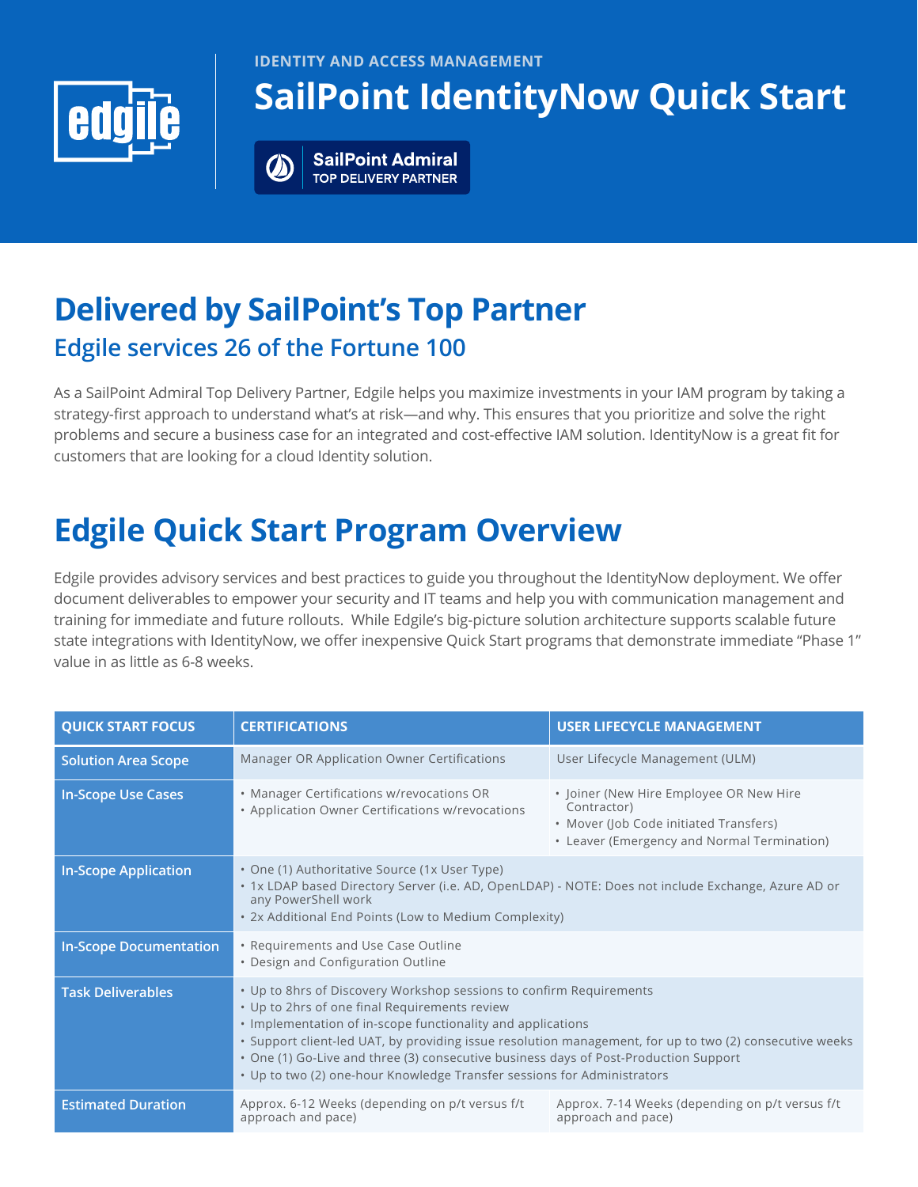IDENTITY AND ACCESS MANAGEMENT

# SailPoint IdentityNow Quick Start

SailPoint Admiral
TOP DELIVERY PARTNER

## Delivered by SailPoint's Top Partner

### Edgile services 26 of the Fortune 100

As a SailPoint Admiral Top Delivery Partner, Edgile helps you maximize investments in your IAM program by taking a strategy-first approach to understand what's at risk—and why. This ensures that you prioritize and solve the right problems and secure a business case for an integrated and cost-effective IAM solution. IdentityNow is a great fit for customers that are looking for a cloud Identity solution.

## Edgile Quick Start Program Overview

Edgile provides advisory services and best practices to guide you throughout the IdentityNow deployment. We offer document deliverables to empower your security and IT teams and help you with communication management and training for immediate and future rollouts. While Edgile's big-picture solution architecture supports scalable future state integrations with IdentityNow, we offer inexpensive Quick Start programs that demonstrate immediate "Phase 1" value in as little as 6-8 weeks.

| QUICK START FOCUS | CERTIFICATIONS | USER LIFECYCLE MANAGEMENT |
|---|---|---|
| Solution Area Scope | Manager OR Application Owner Certifications | User Lifecycle Management (ULM) |
| In-Scope Use Cases | • Manager Certifications w/revocations OR<br>• Application Owner Certifications w/revocations | • Joiner (New Hire Employee OR New Hire Contractor)<br>• Mover (Job Code initiated Transfers)<br>• Leaver (Emergency and Normal Termination) |
| In-Scope Application | • One (1) Authoritative Source (1x User Type)<br>• 1x LDAP based Directory Server (i.e. AD, OpenLDAP) - NOTE: Does not include Exchange, Azure AD or any PowerShell work<br>• 2x Additional End Points (Low to Medium Complexity) | |
| In-Scope Documentation | • Requirements and Use Case Outline<br>• Design and Configuration Outline | |
| Task Deliverables | • Up to 8hrs of Discovery Workshop sessions to confirm Requirements<br>• Up to 2hrs of one final Requirements review<br>• Implementation of in-scope functionality and applications<br>• Support client-led UAT, by providing issue resolution management, for up to two (2) consecutive weeks<br>• One (1) Go-Live and three (3) consecutive business days of Post-Production Support<br>• Up to two (2) one-hour Knowledge Transfer sessions for Administrators | |
| Estimated Duration | Approx. 6-12 Weeks (depending on p/t versus f/t approach and pace) | Approx. 7-14 Weeks (depending on p/t versus f/t approach and pace) |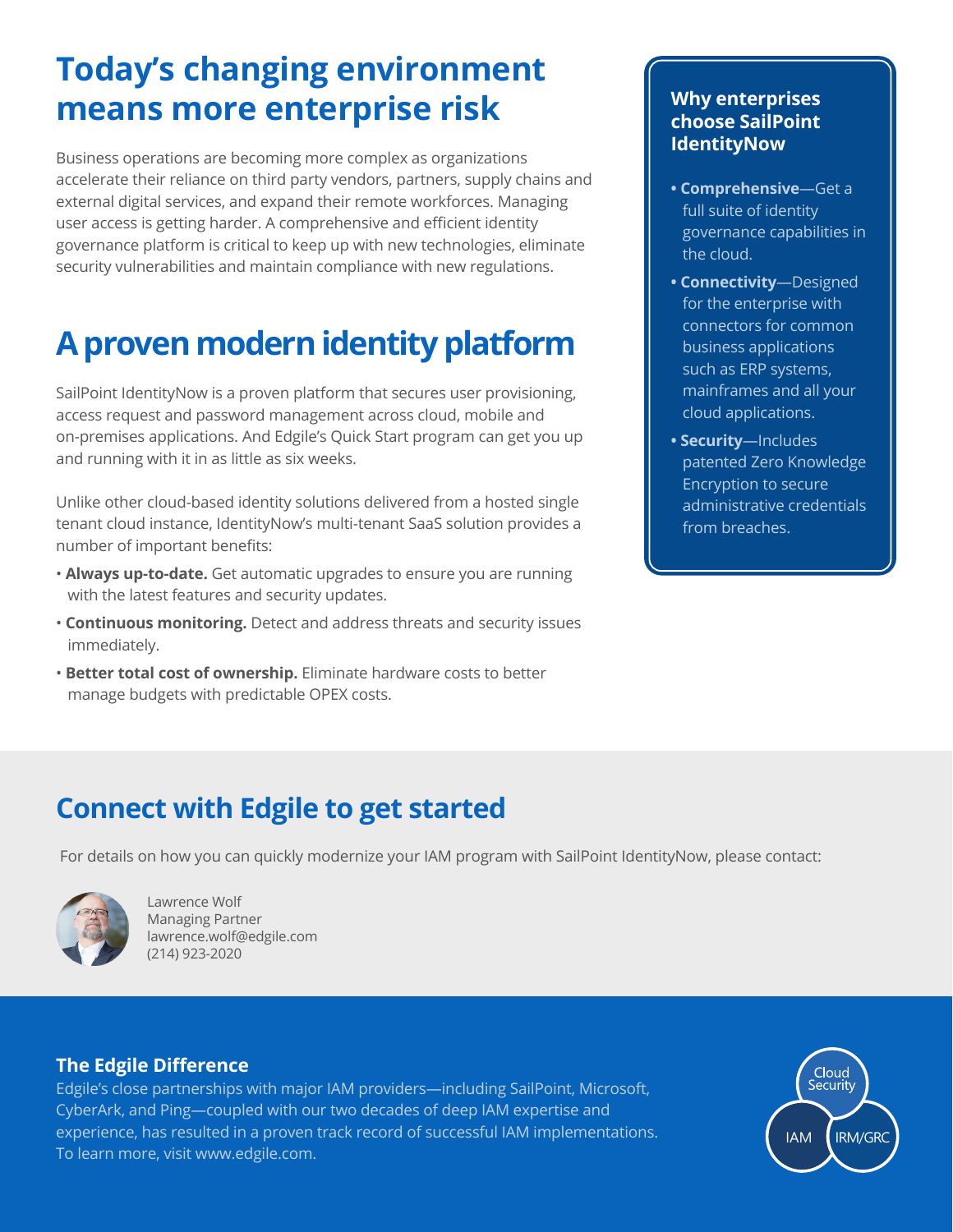# Today's changing environment means more enterprise risk

Business operations are becoming more complex as organizations accelerate their reliance on third party vendors, partners, supply chains and external digital services, and expand their remote workforces. Managing user access is getting harder. A comprehensive and efficient identity governance platform is critical to keep up with new technologies, eliminate security vulnerabilities and maintain compliance with new regulations.

# A proven modern identity platform

SailPoint IdentityNow is a proven platform that secures user provisioning, access request and password management across cloud, mobile and on-premises applications. And Edgile's Quick Start program can get you up and running with it in as little as six weeks.

Unlike other cloud-based identity solutions delivered from a hosted single tenant cloud instance, IdentityNow's multi-tenant SaaS solution provides a number of important benefits:

- **Always up-to-date.** Get automatic upgrades to ensure you are running with the latest features and security updates.
- **Continuous monitoring.** Detect and address threats and security issues immediately.
- **Better total cost of ownership.** Eliminate hardware costs to better manage budgets with predictable OPEX costs.

### Why enterprises choose SailPoint IdentityNow

- **Comprehensive**—Get a full suite of identity governance capabilities in the cloud.
- **Connectivity**—Designed for the enterprise with connectors for common business applications such as ERP systems, mainframes and all your cloud applications.
- **Security**—Includes patented Zero Knowledge Encryption to secure administrative credentials from breaches.

## Connect with Edgile to get started

For details on how you can quickly modernize your IAM program with SailPoint IdentityNow, please contact:

Lawrence Wolf
Managing Partner
lawrence.wolf@edgile.com
(214) 923-2020

### The Edgile Difference

Edgile's close partnerships with major IAM providers—including SailPoint, Microsoft, CyberArk, and Ping—coupled with our two decades of deep IAM expertise and experience, has resulted in a proven track record of successful IAM implementations. To learn more, visit www.edgile.com.

Cloud Security
IAM
IRM/GRC